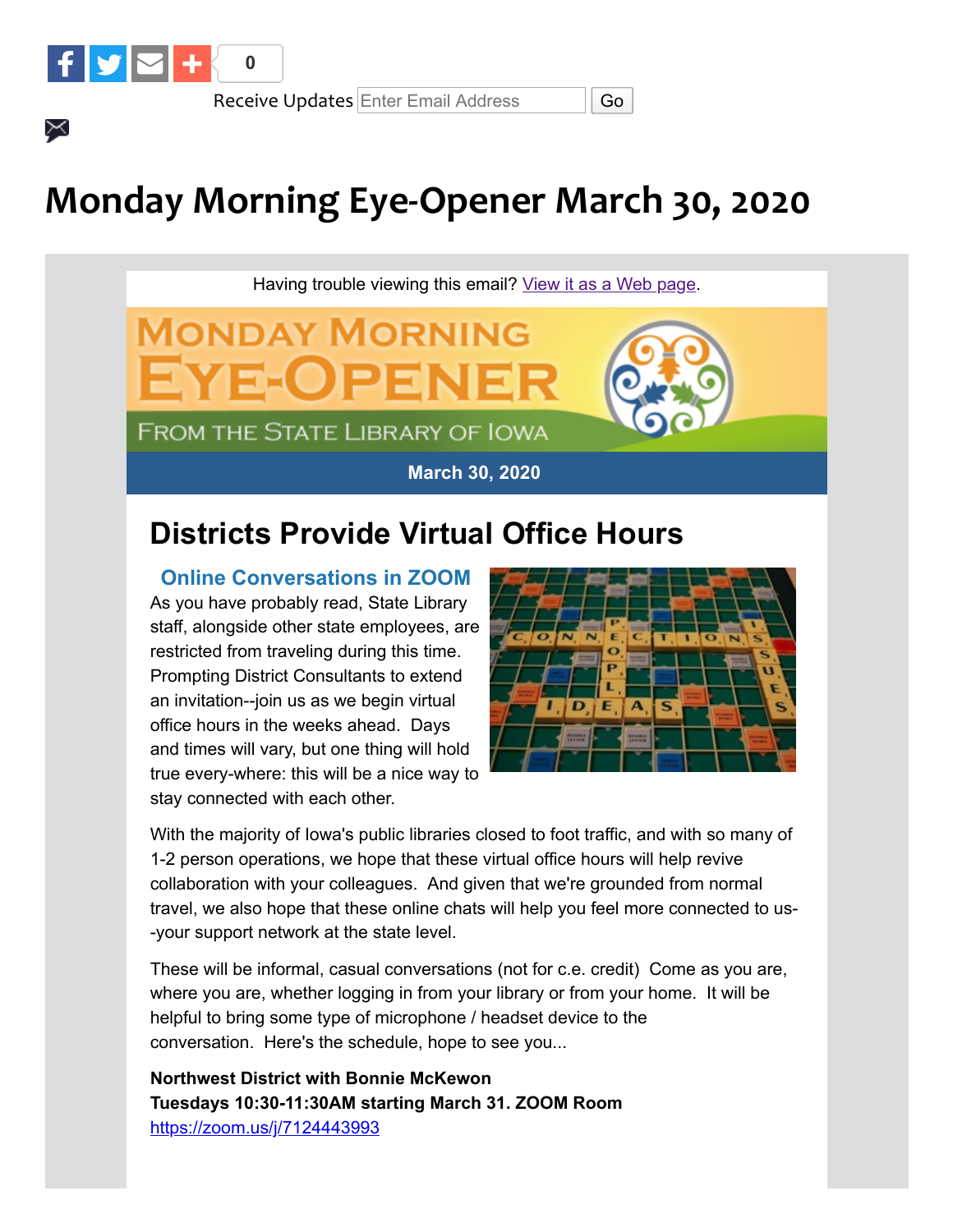0

Receive Updates Enter Email Address Go

# Monday Morning Eye-Opener March 30, 2020

Having trouble viewing this email? [View it as a Web page](#).

MONDAY MORNING EYE-OPENER

FROM THE STATE LIBRARY OF IOWA

March 30, 2020

## Districts Provide Virtual Office Hours

### Online Conversations in ZOOM

As you have probably read, State Library staff, alongside other state employees, are restricted from traveling during this time. Prompting District Consultants to extend an invitation--join us as we begin virtual office hours in the weeks ahead. Days and times will vary, but one thing will hold true every-where: this will be a nice way to stay connected with each other.

With the majority of Iowa's public libraries closed to foot traffic, and with so many of 1-2 person operations, we hope that these virtual office hours will help revive collaboration with your colleagues. And given that we're grounded from normal travel, we also hope that these online chats will help you feel more connected to us--your support network at the state level.

These will be informal, casual conversations (not for c.e. credit) Come as you are, where you are, whether logging in from your library or from your home. It will be helpful to bring some type of microphone / headset device to the conversation. Here's the schedule, hope to see you...

**Northwest District with Bonnie McKewon**
**Tuesdays 10:30-11:30AM starting March 31. ZOOM Room**
https://zoom.us/j/7124443993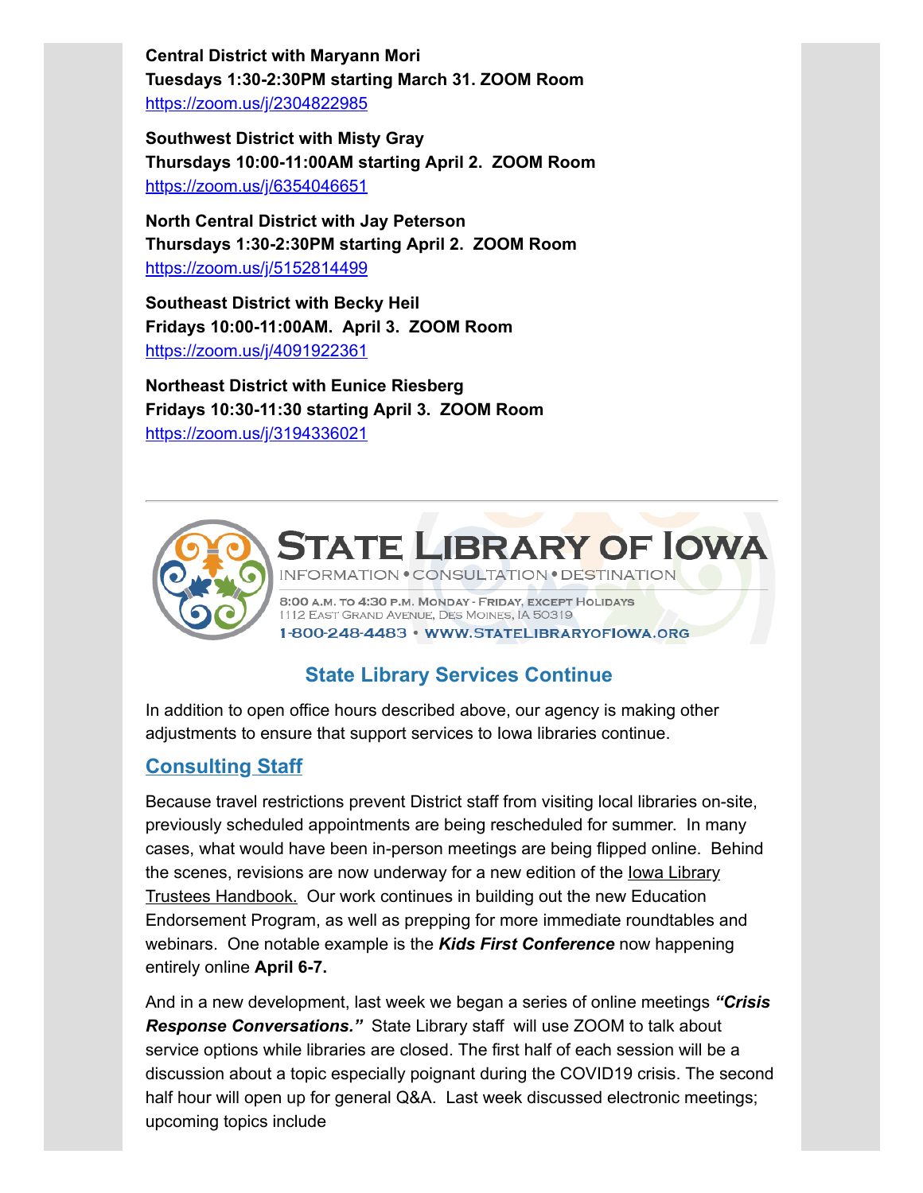**Central District with Maryann Mori**
**Tuesdays 1:30-2:30PM starting March 31. ZOOM Room**
https://zoom.us/j/2304822985

**Southwest District with Misty Gray**
**Thursdays 10:00-11:00AM starting April 2. ZOOM Room**
https://zoom.us/j/6354046651

**North Central District with Jay Peterson**
**Thursdays 1:30-2:30PM starting April 2. ZOOM Room**
https://zoom.us/j/5152814499

**Southeast District with Becky Heil**
**Fridays 10:00-11:00AM. April 3. ZOOM Room**
https://zoom.us/j/4091922361

**Northeast District with Eunice Riesberg**
**Fridays 10:30-11:30 starting April 3. ZOOM Room**
https://zoom.us/j/3194336021

---

STATE LIBRARY OF IOWA
INFORMATION • CONSULTATION • DESTINATION
8:00 A.M. TO 4:30 P.M. MONDAY - FRIDAY, EXCEPT HOLIDAYS
1112 EAST GRAND AVENUE, DES MOINES, IA 50319
1-800-248-4483 • WWW.STATELIBRARYOFIOWA.ORG

## State Library Services Continue

In addition to open office hours described above, our agency is making other adjustments to ensure that support services to Iowa libraries continue.

### Consulting Staff

Because travel restrictions prevent District staff from visiting local libraries on-site, previously scheduled appointments are being rescheduled for summer. In many cases, what would have been in-person meetings are being flipped online. Behind the scenes, revisions are now underway for a new edition of the Iowa Library Trustees Handbook. Our work continues in building out the new Education Endorsement Program, as well as prepping for more immediate roundtables and webinars. One notable example is the ***Kids First Conference*** now happening entirely online **April 6-7.**

And in a new development, last week we began a series of online meetings ***"Crisis Response Conversations."*** State Library staff will use ZOOM to talk about service options while libraries are closed. The first half of each session will be a discussion about a topic especially poignant during the COVID19 crisis. The second half hour will open up for general Q&A. Last week discussed electronic meetings; upcoming topics include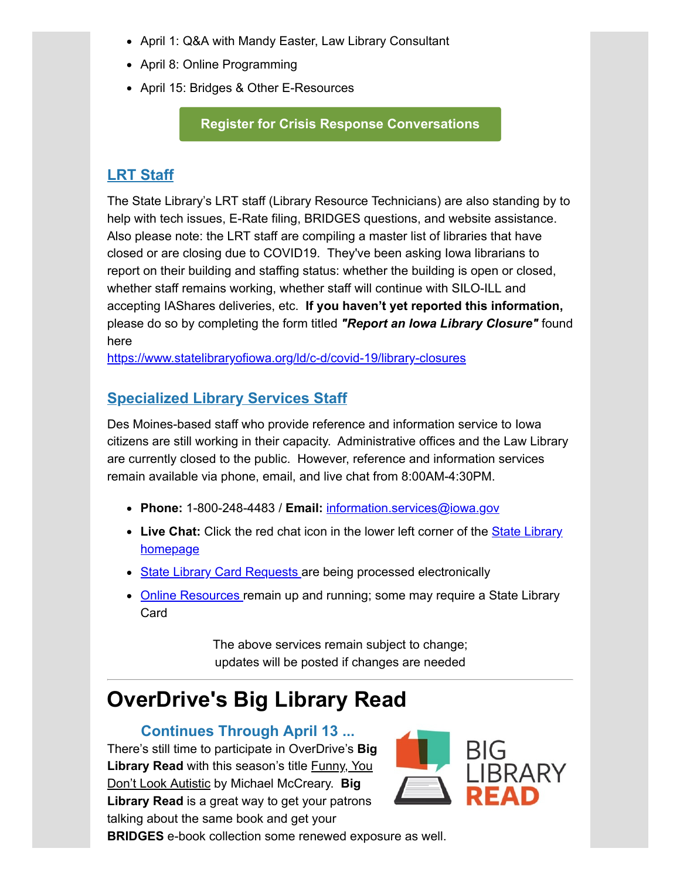- April 1: Q&A with Mandy Easter, Law Library Consultant
- April 8: Online Programming
- April 15: Bridges & Other E-Resources

**Register for Crisis Response Conversations**

## LRT Staff

The State Library's LRT staff (Library Resource Technicians) are also standing by to help with tech issues, E-Rate filing, BRIDGES questions, and website assistance. Also please note: the LRT staff are compiling a master list of libraries that have closed or are closing due to COVID19. They've been asking Iowa librarians to report on their building and staffing status: whether the building is open or closed, whether staff remains working, whether staff will continue with SILO-ILL and accepting IAShares deliveries, etc. **If you haven't yet reported this information,** please do so by completing the form titled ***"Report an Iowa Library Closure"*** found here
https://www.statelibraryofiowa.org/ld/c-d/covid-19/library-closures

## Specialized Library Services Staff

Des Moines-based staff who provide reference and information service to Iowa citizens are still working in their capacity. Administrative offices and the Law Library are currently closed to the public. However, reference and information services remain available via phone, email, and live chat from 8:00AM-4:30PM.

- **Phone:** 1-800-248-4483 / **Email:** information.services@iowa.gov
- **Live Chat:** Click the red chat icon in the lower left corner of the State Library homepage
- State Library Card Requests are being processed electronically
- Online Resources remain up and running; some may require a State Library Card

The above services remain subject to change;
updates will be posted if changes are needed

---

# OverDrive's Big Library Read

### Continues Through April 13 ...

There's still time to participate in OverDrive's **Big Library Read** with this season's title Funny, You Don't Look Autistic by Michael McCreary. **Big Library Read** is a great way to get your patrons talking about the same book and get your **BRIDGES** e-book collection some renewed exposure as well.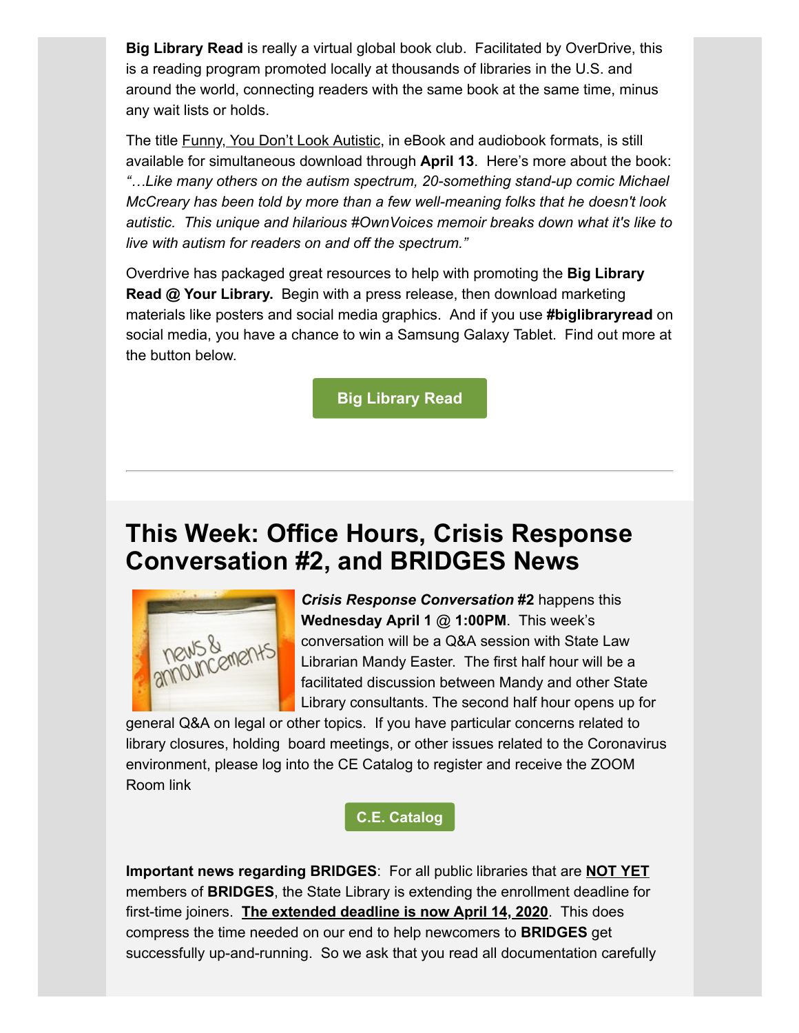**Big Library Read** is really a virtual global book club. Facilitated by OverDrive, this is a reading program promoted locally at thousands of libraries in the U.S. and around the world, connecting readers with the same book at the same time, minus any wait lists or holds.

The title Funny, You Don't Look Autistic, in eBook and audiobook formats, is still available for simultaneous download through **April 13**. Here's more about the book: *"…Like many others on the autism spectrum, 20-something stand-up comic Michael McCreary has been told by more than a few well-meaning folks that he doesn't look autistic. This unique and hilarious #OwnVoices memoir breaks down what it's like to live with autism for readers on and off the spectrum."*

Overdrive has packaged great resources to help with promoting the **Big Library Read @ Your Library.** Begin with a press release, then download marketing materials like posters and social media graphics. And if you use **#biglibraryread** on social media, you have a chance to win a Samsung Galaxy Tablet. Find out more at the button below.

**Big Library Read**

---

# This Week: Office Hours, Crisis Response Conversation #2, and BRIDGES News

***Crisis Response Conversation* #2** happens this **Wednesday April 1** @ **1:00PM**. This week's conversation will be a Q&A session with State Law Librarian Mandy Easter. The first half hour will be a facilitated discussion between Mandy and other State Library consultants. The second half hour opens up for general Q&A on legal or other topics. If you have particular concerns related to library closures, holding board meetings, or other issues related to the Coronavirus environment, please log into the CE Catalog to register and receive the ZOOM Room link

**C.E. Catalog**

**Important news regarding BRIDGES**: For all public libraries that are **NOT YET** members of **BRIDGES**, the State Library is extending the enrollment deadline for first-time joiners. **The extended deadline is now April 14, 2020**. This does compress the time needed on our end to help newcomers to **BRIDGES** get successfully up-and-running. So we ask that you read all documentation carefully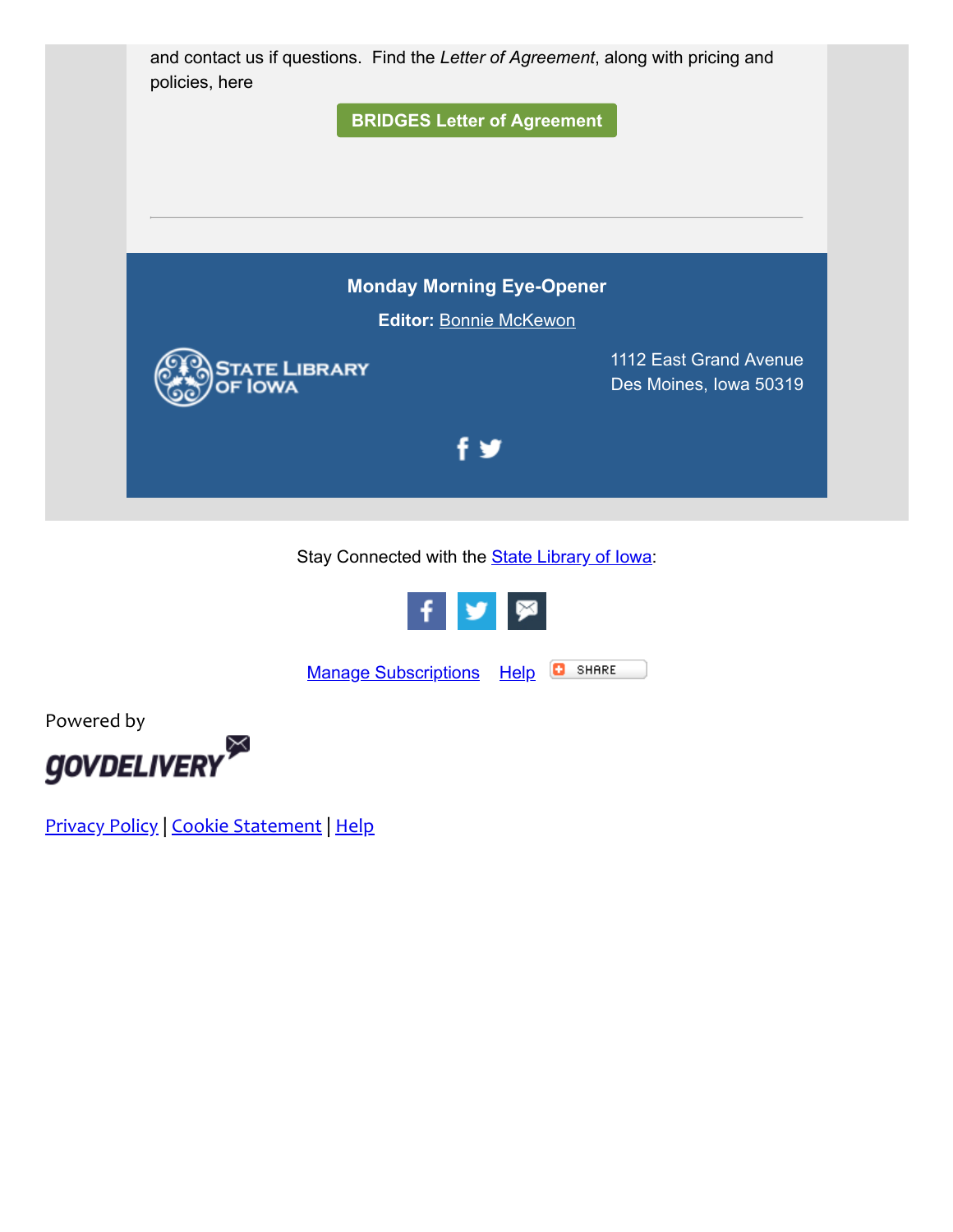and contact us if questions.  Find the *Letter of Agreement*, along with pricing and policies, here

BRIDGES Letter of Agreement

---

**Monday Morning Eye-Opener**

**Editor:** Bonnie McKewon

STATE LIBRARY OF IOWA

1112 East Grand Avenue
Des Moines, Iowa 50319

Stay Connected with the State Library of Iowa:

Manage Subscriptions    Help    SHARE

Powered by

GOVDELIVERY

Privacy Policy | Cookie Statement | Help